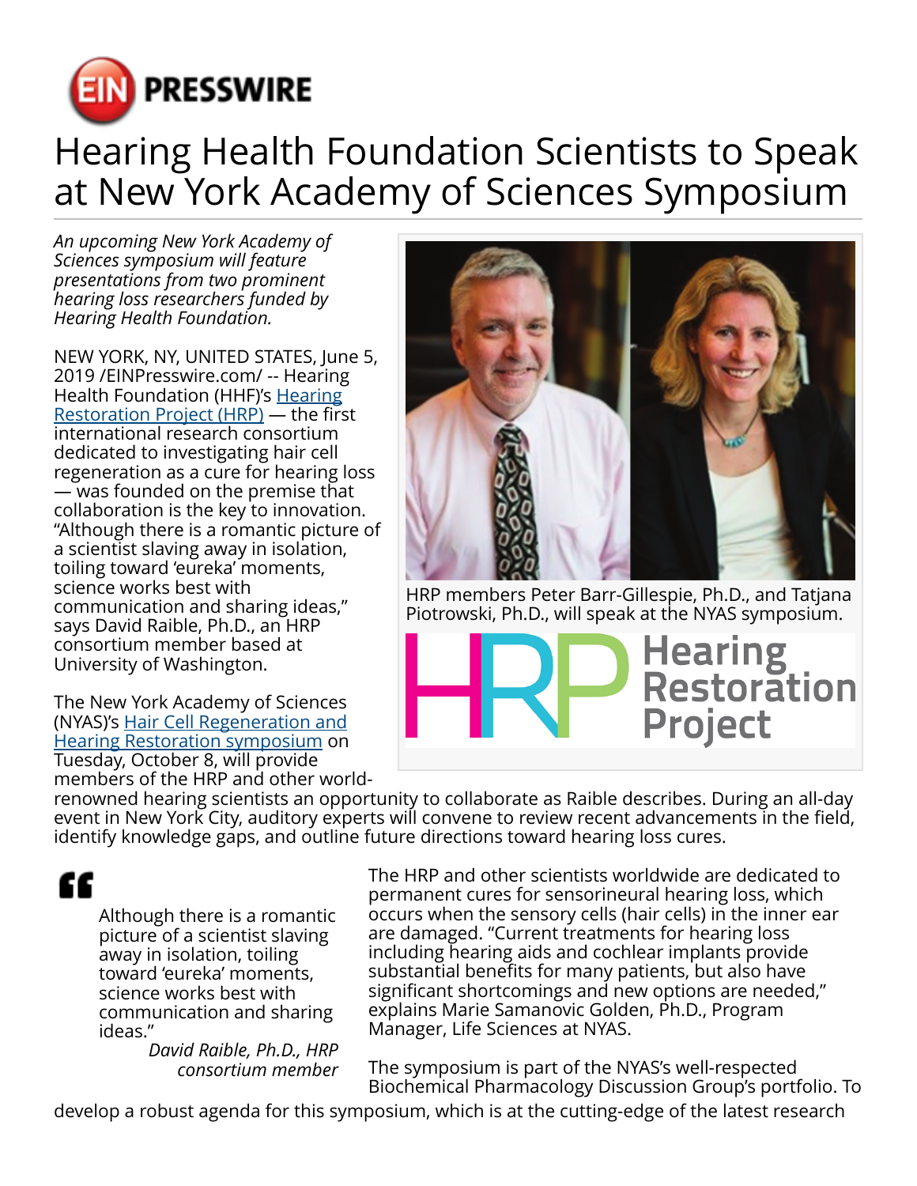# Hearing Health Foundation Scientists to Speak at New York Academy of Sciences Symposium

*An upcoming New York Academy of Sciences symposium will feature presentations from two prominent hearing loss researchers funded by Hearing Health Foundation.*

NEW YORK, NY, UNITED STATES, June 5, 2019 /EINPresswire.com/ -- Hearing Health Foundation (HHF)'s Hearing Restoration Project (HRP) — the first international research consortium dedicated to investigating hair cell regeneration as a cure for hearing loss — was founded on the premise that collaboration is the key to innovation. "Although there is a romantic picture of a scientist slaving away in isolation, toiling toward 'eureka' moments, science works best with communication and sharing ideas," says David Raible, Ph.D., an HRP consortium member based at University of Washington.

HRP members Peter Barr-Gillespie, Ph.D., and Tatjana Piotrowski, Ph.D., will speak at the NYAS symposium.

The New York Academy of Sciences (NYAS)'s Hair Cell Regeneration and Hearing Restoration symposium on Tuesday, October 8, will provide members of the HRP and other world-renowned hearing scientists an opportunity to collaborate as Raible describes. During an all-day event in New York City, auditory experts will convene to review recent advancements in the field, identify knowledge gaps, and outline future directions toward hearing loss cures.

> Although there is a romantic picture of a scientist slaving away in isolation, toiling toward 'eureka' moments, science works best with communication and sharing ideas."
>
> *David Raible, Ph.D., HRP consortium member*

The HRP and other scientists worldwide are dedicated to permanent cures for sensorineural hearing loss, which occurs when the sensory cells (hair cells) in the inner ear are damaged. "Current treatments for hearing loss including hearing aids and cochlear implants provide substantial benefits for many patients, but also have significant shortcomings and new options are needed," explains Marie Samanovic Golden, Ph.D., Program Manager, Life Sciences at NYAS.

The symposium is part of the NYAS's well-respected Biochemical Pharmacology Discussion Group's portfolio. To develop a robust agenda for this symposium, which is at the cutting-edge of the latest research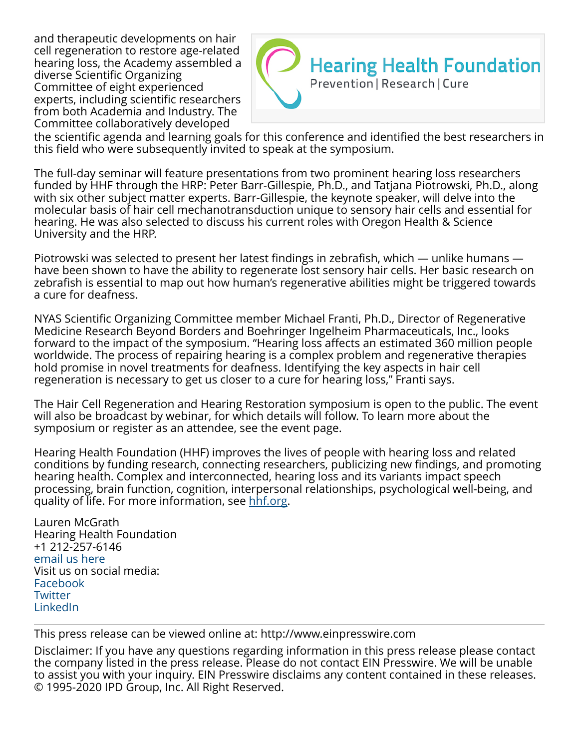and therapeutic developments on hair cell regeneration to restore age-related hearing loss, the Academy assembled a diverse Scientific Organizing Committee of eight experienced experts, including scientific researchers from both Academia and Industry. The Committee collaboratively developed the scientific agenda and learning goals for this conference and identified the best researchers in this field who were subsequently invited to speak at the symposium.

The full-day seminar will feature presentations from two prominent hearing loss researchers funded by HHF through the HRP: Peter Barr-Gillespie, Ph.D., and Tatjana Piotrowski, Ph.D., along with six other subject matter experts. Barr-Gillespie, the keynote speaker, will delve into the molecular basis of hair cell mechanotransduction unique to sensory hair cells and essential for hearing. He was also selected to discuss his current roles with Oregon Health & Science University and the HRP.

Piotrowski was selected to present her latest findings in zebrafish, which — unlike humans — have been shown to have the ability to regenerate lost sensory hair cells. Her basic research on zebrafish is essential to map out how human's regenerative abilities might be triggered towards a cure for deafness.

NYAS Scientific Organizing Committee member Michael Franti, Ph.D., Director of Regenerative Medicine Research Beyond Borders and Boehringer Ingelheim Pharmaceuticals, Inc., looks forward to the impact of the symposium. "Hearing loss affects an estimated 360 million people worldwide. The process of repairing hearing is a complex problem and regenerative therapies hold promise in novel treatments for deafness. Identifying the key aspects in hair cell regeneration is necessary to get us closer to a cure for hearing loss," Franti says.

The Hair Cell Regeneration and Hearing Restoration symposium is open to the public. The event will also be broadcast by webinar, for which details will follow. To learn more about the symposium or register as an attendee, see the event page.

Hearing Health Foundation (HHF) improves the lives of people with hearing loss and related conditions by funding research, connecting researchers, publicizing new findings, and promoting hearing health. Complex and interconnected, hearing loss and its variants impact speech processing, brain function, cognition, interpersonal relationships, psychological well-being, and quality of life. For more information, see hhf.org.

Lauren McGrath
Hearing Health Foundation
+1 212-257-6146
email us here
Visit us on social media:
Facebook
Twitter
LinkedIn

This press release can be viewed online at: http://www.einpresswire.com

Disclaimer: If you have any questions regarding information in this press release please contact the company listed in the press release. Please do not contact EIN Presswire. We will be unable to assist you with your inquiry. EIN Presswire disclaims any content contained in these releases. © 1995-2020 IPD Group, Inc. All Right Reserved.